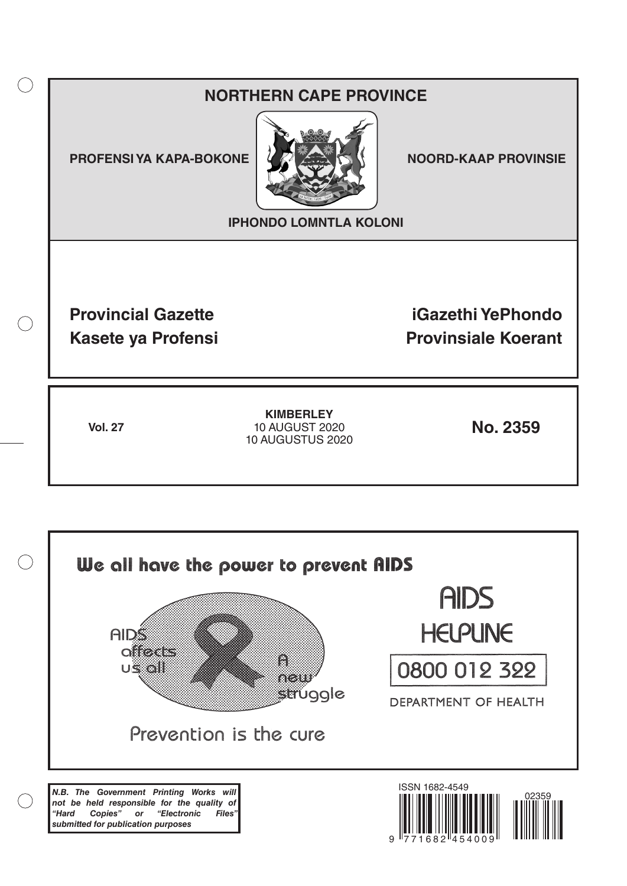# NORTHERN CAPE PROVINCE

**PROFENSI YA KAPA-BOKONE** | **NOORD-KAAP PROVINSIE**

**IPHONDO LOMNTLA KOLONI**

**Provincial Gazette**
**Kasete ya Profensi**

**iGazethi YePhondo**
**Provinsiale Koerant**

**Vol. 27**

**KIMBERLEY**
10 AUGUST 2020
10 AUGUSTUS 2020

**No. 2359**

We all have the power to prevent AIDS

AIDS affects us all

A new struggle

Prevention is the cure

AIDS HELPLINE

0800 012 322

DEPARTMENT OF HEALTH

***N.B. The Government Printing Works will not be held responsible for the quality of "Hard Copies" or "Electronic Files" submitted for publication purposes***

ISSN 1682-4549

02359

9 771682 454009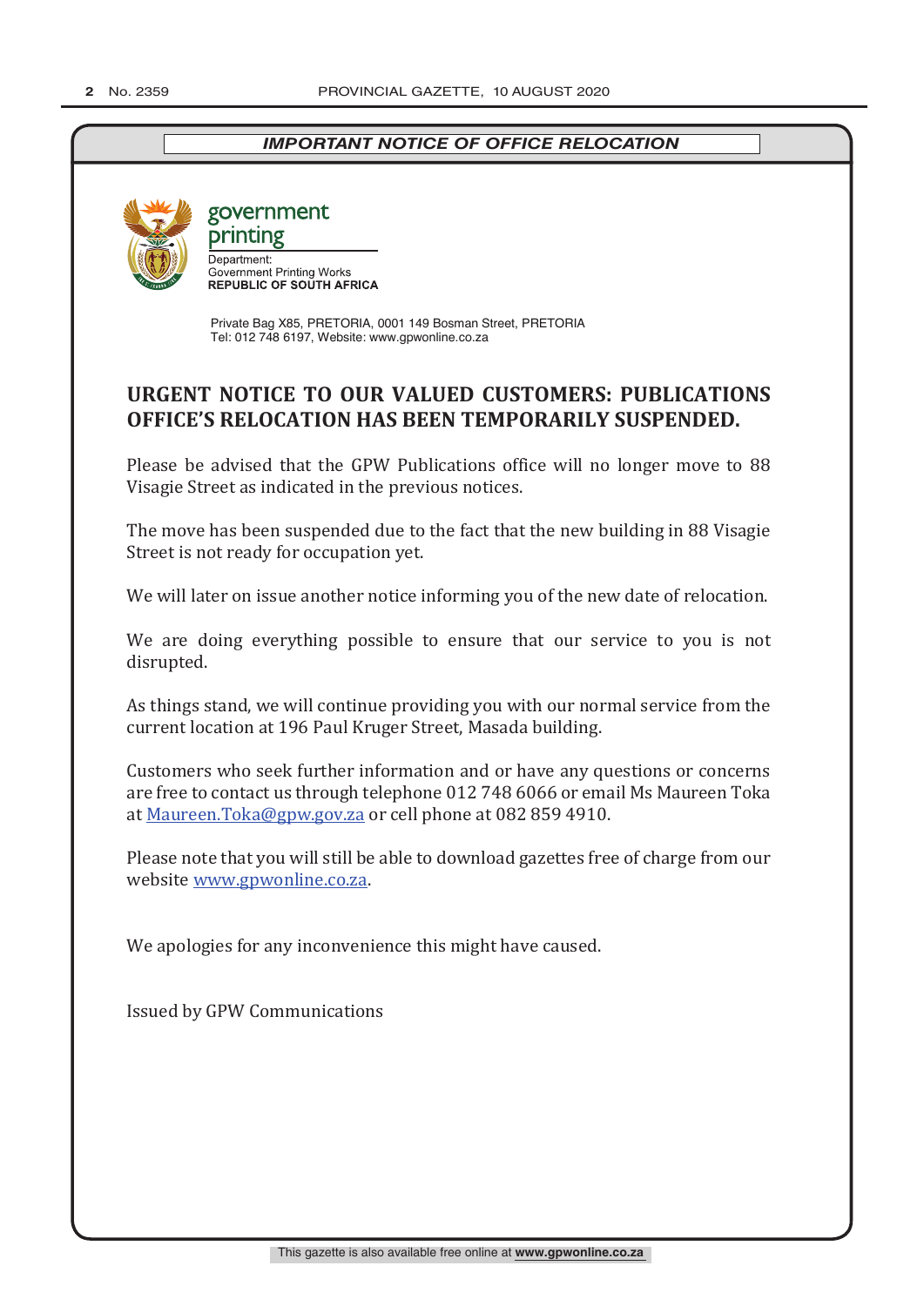***IMPORTANT NOTICE OF OFFICE RELOCATION***

government printing

Department:
Government Printing Works
**REPUBLIC OF SOUTH AFRICA**

Private Bag X85, PRETORIA, 0001 149 Bosman Street, PRETORIA
Tel: 012 748 6197, Website: www.gpwonline.co.za

## URGENT NOTICE TO OUR VALUED CUSTOMERS: PUBLICATIONS OFFICE'S RELOCATION HAS BEEN TEMPORARILY SUSPENDED.

Please be advised that the GPW Publications office will no longer move to 88 Visagie Street as indicated in the previous notices.

The move has been suspended due to the fact that the new building in 88 Visagie Street is not ready for occupation yet.

We will later on issue another notice informing you of the new date of relocation.

We are doing everything possible to ensure that our service to you is not disrupted.

As things stand, we will continue providing you with our normal service from the current location at 196 Paul Kruger Street, Masada building.

Customers who seek further information and or have any questions or concerns are free to contact us through telephone 012 748 6066 or email Ms Maureen Toka at Maureen.Toka@gpw.gov.za or cell phone at 082 859 4910.

Please note that you will still be able to download gazettes free of charge from our website www.gpwonline.co.za.

We apologies for any inconvenience this might have caused.

Issued by GPW Communications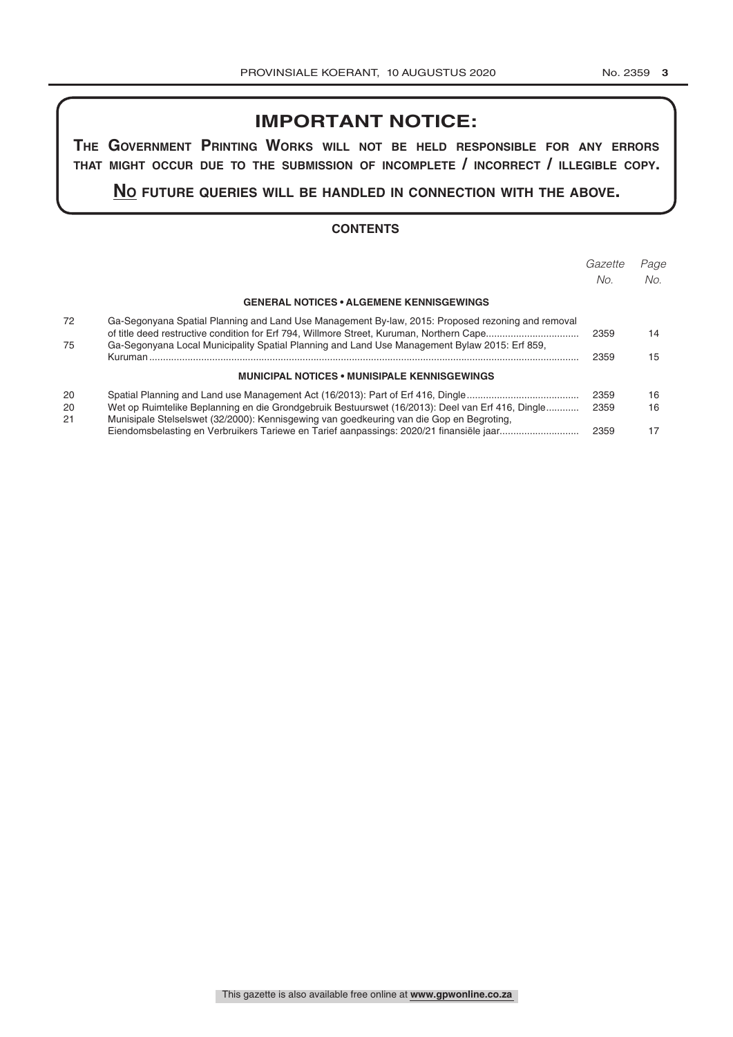## IMPORTANT NOTICE:

**THE GOVERNMENT PRINTING WORKS WILL NOT BE HELD RESPONSIBLE FOR ANY ERRORS THAT MIGHT OCCUR DUE TO THE SUBMISSION OF INCOMPLETE / INCORRECT / ILLEGIBLE COPY.**

**NO FUTURE QUERIES WILL BE HANDLED IN CONNECTION WITH THE ABOVE.**

### CONTENTS

| | | *Gazette No.* | *Page No.* |
|---|---|---|---|
| | **GENERAL NOTICES • ALGEMENE KENNISGEWINGS** | | |
| 72 | Ga-Segonyana Spatial Planning and Land Use Management By-law, 2015: Proposed rezoning and removal of title deed restructive condition for Erf 794, Willmore Street, Kuruman, Northern Cape | 2359 | 14 |
| 75 | Ga-Segonyana Local Municipality Spatial Planning and Land Use Management Bylaw 2015: Erf 859, Kuruman | 2359 | 15 |
| | **MUNICIPAL NOTICES • MUNISIPALE KENNISGEWINGS** | | |
| 20 | Spatial Planning and Land use Management Act (16/2013): Part of Erf 416, Dingle | 2359 | 16 |
| 20 | Wet op Ruimtelike Beplanning en die Grondgebruik Bestuurswet (16/2013): Deel van Erf 416, Dingle | 2359 | 16 |
| 21 | Munisipale Stelselswet (32/2000): Kennisgewing van goedkeuring van die Gop en Begroting, Eiendomsbelasting en Verbruikers Tariewe en Tarief aanpassings: 2020/21 finansiële jaar | 2359 | 17 |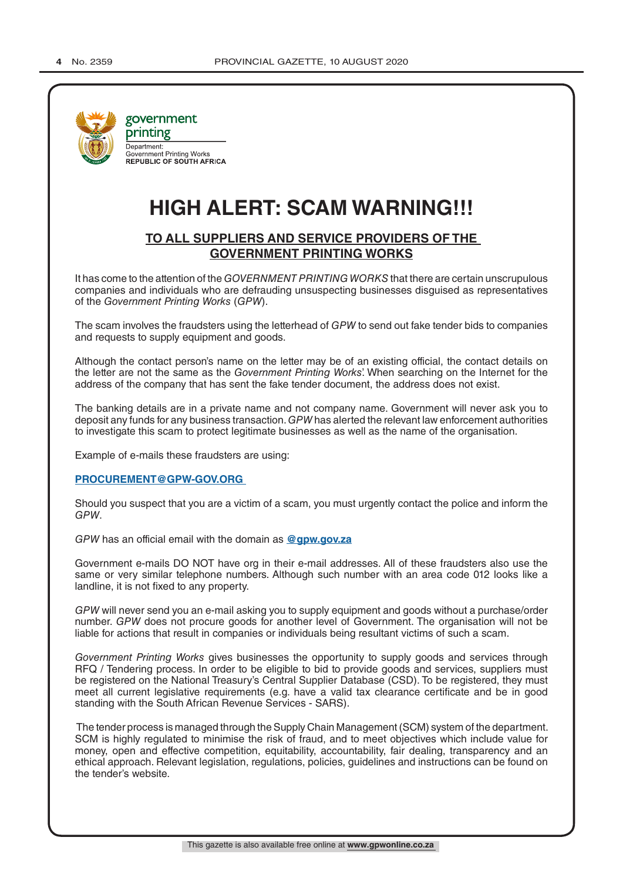government printing

Department:
Government Printing Works
**REPUBLIC OF SOUTH AFRICA**

# HIGH ALERT: SCAM WARNING!!!

## TO ALL SUPPLIERS AND SERVICE PROVIDERS OF THE GOVERNMENT PRINTING WORKS

It has come to the attention of the *GOVERNMENT PRINTING WORKS* that there are certain unscrupulous companies and individuals who are defrauding unsuspecting businesses disguised as representatives of the *Government Printing Works* (*GPW*).

The scam involves the fraudsters using the letterhead of *GPW* to send out fake tender bids to companies and requests to supply equipment and goods.

Although the contact person's name on the letter may be of an existing official, the contact details on the letter are not the same as the *Government Printing Works*'. When searching on the Internet for the address of the company that has sent the fake tender document, the address does not exist.

The banking details are in a private name and not company name. Government will never ask you to deposit any funds for any business transaction. *GPW* has alerted the relevant law enforcement authorities to investigate this scam to protect legitimate businesses as well as the name of the organisation.

Example of e-mails these fraudsters are using:

**PROCUREMENT@GPW-GOV.ORG**

Should you suspect that you are a victim of a scam, you must urgently contact the police and inform the *GPW*.

*GPW* has an official email with the domain as **@gpw.gov.za**

Government e-mails DO NOT have org in their e-mail addresses. All of these fraudsters also use the same or very similar telephone numbers. Although such number with an area code 012 looks like a landline, it is not fixed to any property.

*GPW* will never send you an e-mail asking you to supply equipment and goods without a purchase/order number. *GPW* does not procure goods for another level of Government. The organisation will not be liable for actions that result in companies or individuals being resultant victims of such a scam.

*Government Printing Works* gives businesses the opportunity to supply goods and services through RFQ / Tendering process. In order to be eligible to bid to provide goods and services, suppliers must be registered on the National Treasury's Central Supplier Database (CSD). To be registered, they must meet all current legislative requirements (e.g. have a valid tax clearance certificate and be in good standing with the South African Revenue Services - SARS).

The tender process is managed through the Supply Chain Management (SCM) system of the department. SCM is highly regulated to minimise the risk of fraud, and to meet objectives which include value for money, open and effective competition, equitability, accountability, fair dealing, transparency and an ethical approach. Relevant legislation, regulations, policies, guidelines and instructions can be found on the tender's website.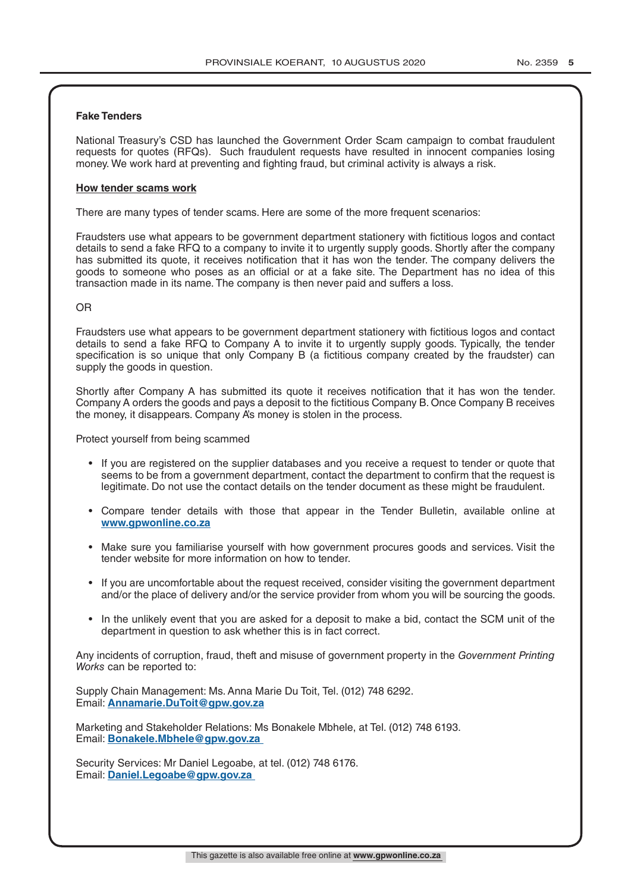**Fake Tenders**

National Treasury's CSD has launched the Government Order Scam campaign to combat fraudulent requests for quotes (RFQs). Such fraudulent requests have resulted in innocent companies losing money. We work hard at preventing and fighting fraud, but criminal activity is always a risk.

**How tender scams work**

There are many types of tender scams. Here are some of the more frequent scenarios:

Fraudsters use what appears to be government department stationery with fictitious logos and contact details to send a fake RFQ to a company to invite it to urgently supply goods. Shortly after the company has submitted its quote, it receives notification that it has won the tender. The company delivers the goods to someone who poses as an official or at a fake site. The Department has no idea of this transaction made in its name. The company is then never paid and suffers a loss.

OR

Fraudsters use what appears to be government department stationery with fictitious logos and contact details to send a fake RFQ to Company A to invite it to urgently supply goods. Typically, the tender specification is so unique that only Company B (a fictitious company created by the fraudster) can supply the goods in question.

Shortly after Company A has submitted its quote it receives notification that it has won the tender. Company A orders the goods and pays a deposit to the fictitious Company B. Once Company B receives the money, it disappears. Company A's money is stolen in the process.

Protect yourself from being scammed

- If you are registered on the supplier databases and you receive a request to tender or quote that seems to be from a government department, contact the department to confirm that the request is legitimate. Do not use the contact details on the tender document as these might be fraudulent.
- Compare tender details with those that appear in the Tender Bulletin, available online at **www.gpwonline.co.za**
- Make sure you familiarise yourself with how government procures goods and services. Visit the tender website for more information on how to tender.
- If you are uncomfortable about the request received, consider visiting the government department and/or the place of delivery and/or the service provider from whom you will be sourcing the goods.
- In the unlikely event that you are asked for a deposit to make a bid, contact the SCM unit of the department in question to ask whether this is in fact correct.

Any incidents of corruption, fraud, theft and misuse of government property in the *Government Printing Works* can be reported to:

Supply Chain Management: Ms. Anna Marie Du Toit, Tel. (012) 748 6292.
Email: **Annamarie.DuToit@gpw.gov.za**

Marketing and Stakeholder Relations: Ms Bonakele Mbhele, at Tel. (012) 748 6193.
Email: **Bonakele.Mbhele@gpw.gov.za**

Security Services: Mr Daniel Legoabe, at tel. (012) 748 6176.
Email: **Daniel.Legoabe@gpw.gov.za**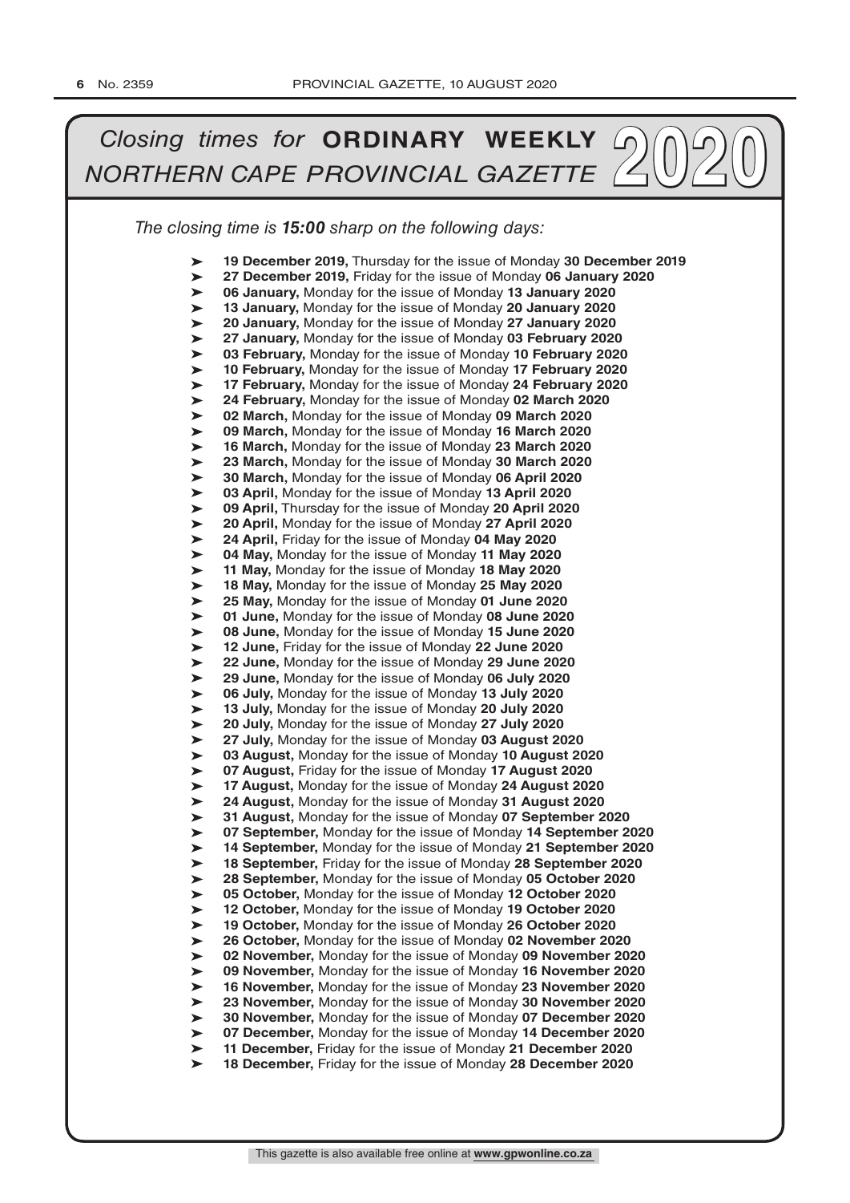# *Closing times for* **ORDINARY WEEKLY** *NORTHERN CAPE PROVINCIAL GAZETTE* 2020

*The closing time is **15:00** sharp on the following days:*

- **19 December 2019,** Thursday for the issue of Monday **30 December 2019**
- **27 December 2019,** Friday for the issue of Monday **06 January 2020**
- **06 January,** Monday for the issue of Monday **13 January 2020**
- **13 January,** Monday for the issue of Monday **20 January 2020**
- **20 January,** Monday for the issue of Monday **27 January 2020**
- **27 January,** Monday for the issue of Monday **03 February 2020**
- **03 February,** Monday for the issue of Monday **10 February 2020**
- **10 February,** Monday for the issue of Monday **17 February 2020**
- **17 February,** Monday for the issue of Monday **24 February 2020**
- **24 February,** Monday for the issue of Monday **02 March 2020**
- **02 March,** Monday for the issue of Monday **09 March 2020**
- **09 March,** Monday for the issue of Monday **16 March 2020**
- **16 March,** Monday for the issue of Monday **23 March 2020**
- **23 March,** Monday for the issue of Monday **30 March 2020**
- **30 March,** Monday for the issue of Monday **06 April 2020**
- **03 April,** Monday for the issue of Monday **13 April 2020**
- **09 April,** Thursday for the issue of Monday **20 April 2020**
- **20 April,** Monday for the issue of Monday **27 April 2020**
- **24 April,** Friday for the issue of Monday **04 May 2020**
- **04 May,** Monday for the issue of Monday **11 May 2020**
- **11 May,** Monday for the issue of Monday **18 May 2020**
- **18 May,** Monday for the issue of Monday **25 May 2020**
- **25 May,** Monday for the issue of Monday **01 June 2020**
- **01 June,** Monday for the issue of Monday **08 June 2020**
- **08 June,** Monday for the issue of Monday **15 June 2020**
- **12 June,** Friday for the issue of Monday **22 June 2020**
- **22 June,** Monday for the issue of Monday **29 June 2020**
- **29 June,** Monday for the issue of Monday **06 July 2020**
- **06 July,** Monday for the issue of Monday **13 July 2020**
- **13 July,** Monday for the issue of Monday **20 July 2020**
- **20 July,** Monday for the issue of Monday **27 July 2020**
- **27 July,** Monday for the issue of Monday **03 August 2020**
- **03 August,** Monday for the issue of Monday **10 August 2020**
- **07 August,** Friday for the issue of Monday **17 August 2020**
- **17 August,** Monday for the issue of Monday **24 August 2020**
- **24 August,** Monday for the issue of Monday **31 August 2020**
- **31 August,** Monday for the issue of Monday **07 September 2020**
- **07 September,** Monday for the issue of Monday **14 September 2020**
- **14 September,** Monday for the issue of Monday **21 September 2020**
- **18 September,** Friday for the issue of Monday **28 September 2020**
- **28 September,** Monday for the issue of Monday **05 October 2020**
- **05 October,** Monday for the issue of Monday **12 October 2020**
- **12 October,** Monday for the issue of Monday **19 October 2020**
- **19 October,** Monday for the issue of Monday **26 October 2020**
- **26 October,** Monday for the issue of Monday **02 November 2020**
- **02 November,** Monday for the issue of Monday **09 November 2020**
- **09 November,** Monday for the issue of Monday **16 November 2020**
- **16 November,** Monday for the issue of Monday **23 November 2020**
- **23 November,** Monday for the issue of Monday **30 November 2020**
- **30 November,** Monday for the issue of Monday **07 December 2020**
- **07 December,** Monday for the issue of Monday **14 December 2020**
- **11 December,** Friday for the issue of Monday **21 December 2020**
- **18 December,** Friday for the issue of Monday **28 December 2020**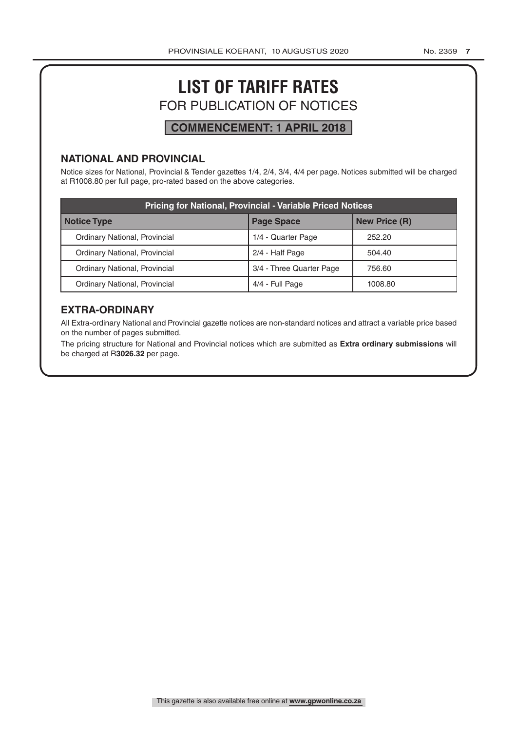# LIST OF TARIFF RATES

## FOR PUBLICATION OF NOTICES

**COMMENCEMENT: 1 APRIL 2018**

### NATIONAL AND PROVINCIAL

Notice sizes for National, Provincial & Tender gazettes 1/4, 2/4, 3/4, 4/4 per page. Notices submitted will be charged at R1008.80 per full page, pro-rated based on the above categories.

| Pricing for National, Provincial - Variable Priced Notices | | |
|---|---|---|
| **Notice Type** | **Page Space** | **New Price (R)** |
| Ordinary National, Provincial | 1/4 - Quarter Page | 252.20 |
| Ordinary National, Provincial | 2/4 - Half Page | 504.40 |
| Ordinary National, Provincial | 3/4 - Three Quarter Page | 756.60 |
| Ordinary National, Provincial | 4/4 - Full Page | 1008.80 |

### EXTRA-ORDINARY

All Extra-ordinary National and Provincial gazette notices are non-standard notices and attract a variable price based on the number of pages submitted.

The pricing structure for National and Provincial notices which are submitted as **Extra ordinary submissions** will be charged at R**3026.32** per page.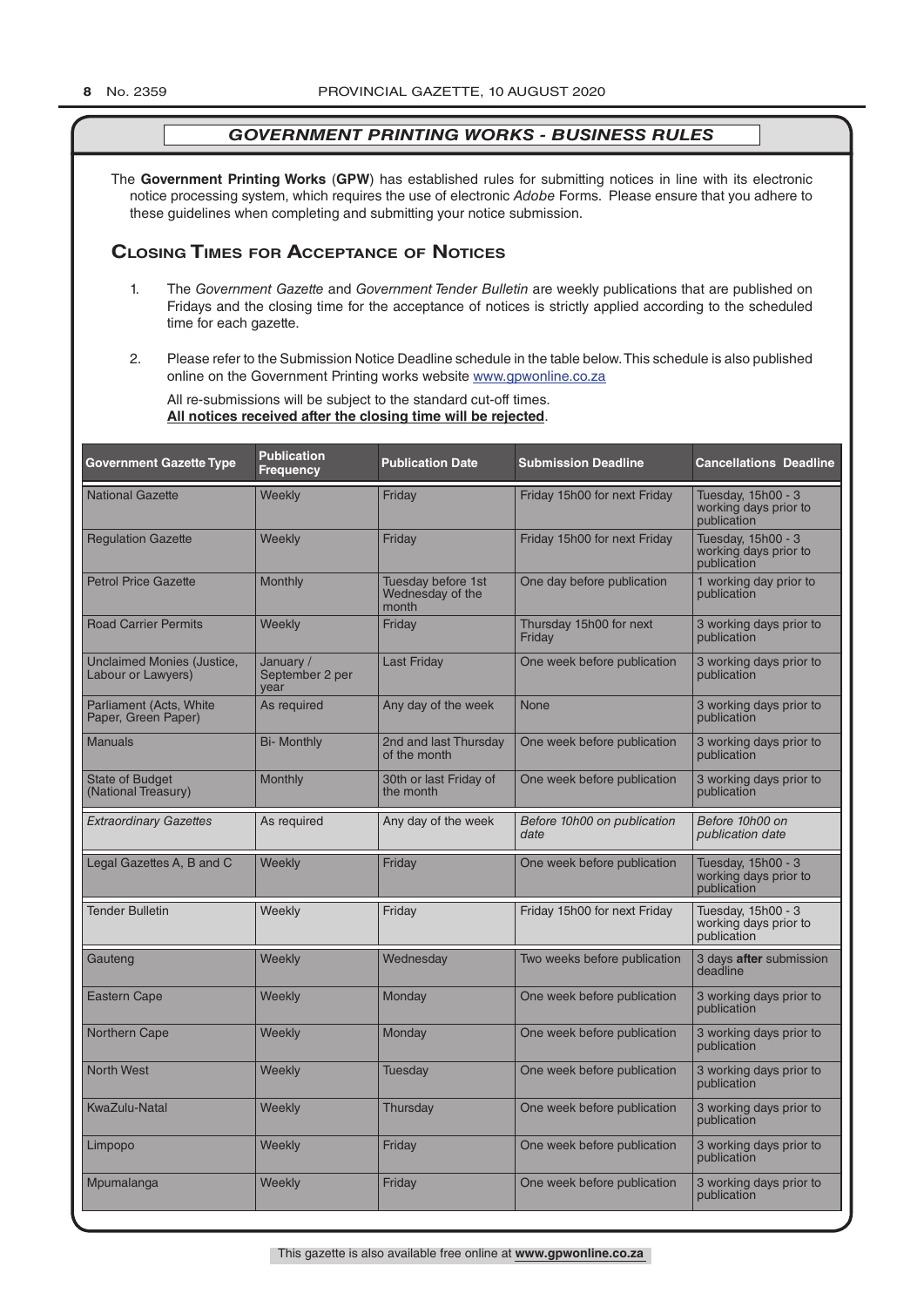## *GOVERNMENT PRINTING WORKS - BUSINESS RULES*

The **Government Printing Works** (**GPW**) has established rules for submitting notices in line with its electronic notice processing system, which requires the use of electronic *Adobe* Forms. Please ensure that you adhere to these guidelines when completing and submitting your notice submission.

## Closing Times for Acceptance of Notices

1. The *Government Gazette* and *Government Tender Bulletin* are weekly publications that are published on Fridays and the closing time for the acceptance of notices is strictly applied according to the scheduled time for each gazette.

2. Please refer to the Submission Notice Deadline schedule in the table below. This schedule is also published online on the Government Printing works website www.gpwonline.co.za

   All re-submissions will be subject to the standard cut-off times.
   **All notices received after the closing time will be rejected**.

| Government Gazette Type | Publication Frequency | Publication Date | Submission Deadline | Cancellations Deadline |
|---|---|---|---|---|
| National Gazette | Weekly | Friday | Friday 15h00 for next Friday | Tuesday, 15h00 - 3 working days prior to publication |
| Regulation Gazette | Weekly | Friday | Friday 15h00 for next Friday | Tuesday, 15h00 - 3 working days prior to publication |
| Petrol Price Gazette | Monthly | Tuesday before 1st Wednesday of the month | One day before publication | 1 working day prior to publication |
| Road Carrier Permits | Weekly | Friday | Thursday 15h00 for next Friday | 3 working days prior to publication |
| Unclaimed Monies (Justice, Labour or Lawyers) | January / September 2 per year | Last Friday | One week before publication | 3 working days prior to publication |
| Parliament (Acts, White Paper, Green Paper) | As required | Any day of the week | None | 3 working days prior to publication |
| Manuals | Bi- Monthly | 2nd and last Thursday of the month | One week before publication | 3 working days prior to publication |
| State of Budget (National Treasury) | Monthly | 30th or last Friday of the month | One week before publication | 3 working days prior to publication |
| *Extraordinary Gazettes* | As required | Any day of the week | *Before 10h00 on publication date* | *Before 10h00 on publication date* |
| Legal Gazettes A, B and C | Weekly | Friday | One week before publication | Tuesday, 15h00 - 3 working days prior to publication |
| Tender Bulletin | Weekly | Friday | Friday 15h00 for next Friday | Tuesday, 15h00 - 3 working days prior to publication |
| Gauteng | Weekly | Wednesday | Two weeks before publication | 3 days **after** submission deadline |
| Eastern Cape | Weekly | Monday | One week before publication | 3 working days prior to publication |
| Northern Cape | Weekly | Monday | One week before publication | 3 working days prior to publication |
| North West | Weekly | Tuesday | One week before publication | 3 working days prior to publication |
| KwaZulu-Natal | Weekly | Thursday | One week before publication | 3 working days prior to publication |
| Limpopo | Weekly | Friday | One week before publication | 3 working days prior to publication |
| Mpumalanga | Weekly | Friday | One week before publication | 3 working days prior to publication |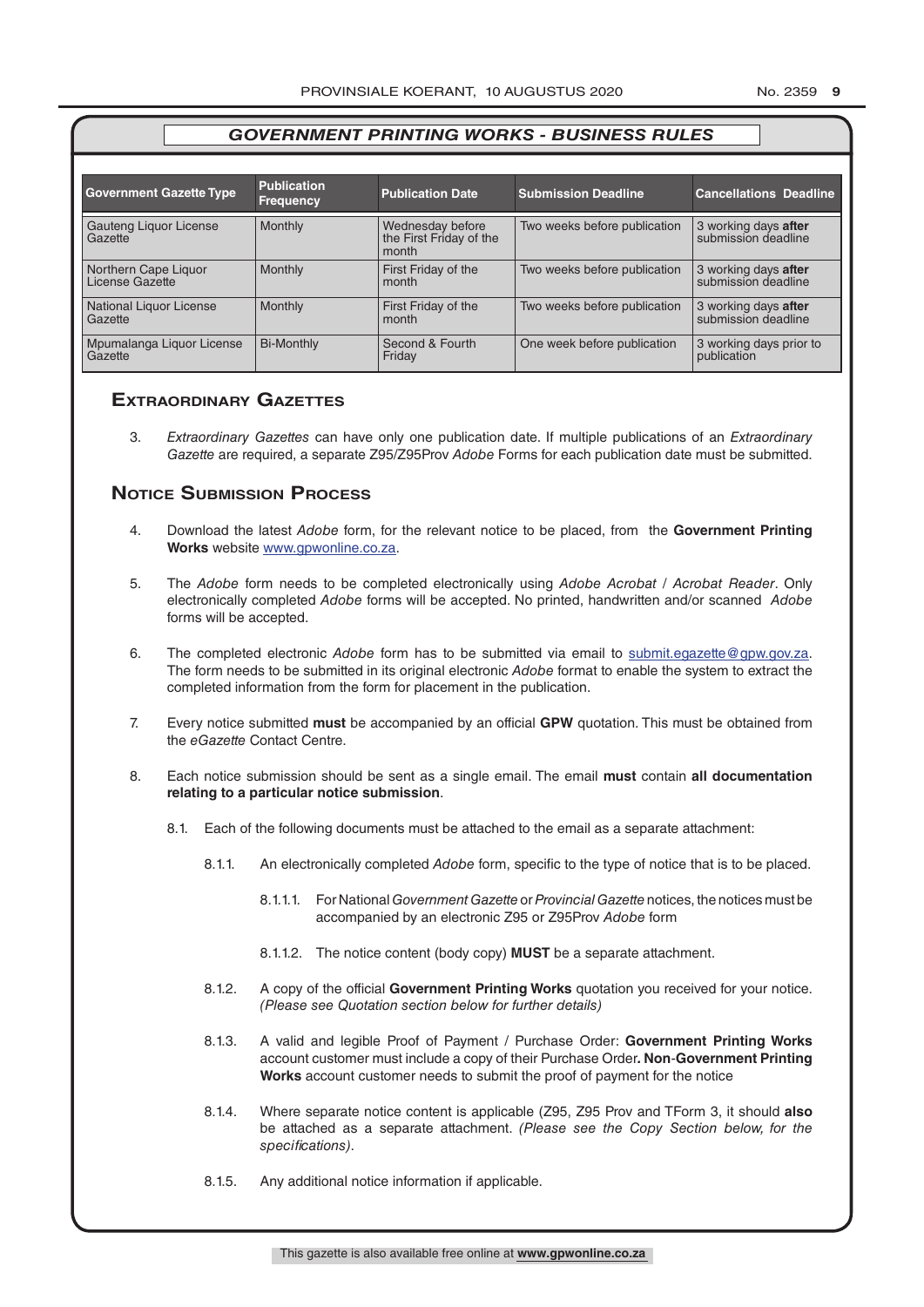## GOVERNMENT PRINTING WORKS - BUSINESS RULES

| Government Gazette Type | Publication Frequency | Publication Date | Submission Deadline | Cancellations Deadline |
|---|---|---|---|---|
| Gauteng Liquor License Gazette | Monthly | Wednesday before the First Friday of the month | Two weeks before publication | 3 working days **after** submission deadline |
| Northern Cape Liquor License Gazette | Monthly | First Friday of the month | Two weeks before publication | 3 working days **after** submission deadline |
| National Liquor License Gazette | Monthly | First Friday of the month | Two weeks before publication | 3 working days **after** submission deadline |
| Mpumalanga Liquor License Gazette | Bi-Monthly | Second & Fourth Friday | One week before publication | 3 working days prior to publication |

## Extraordinary Gazettes

3. *Extraordinary Gazettes* can have only one publication date. If multiple publications of an *Extraordinary Gazette* are required, a separate Z95/Z95Prov *Adobe* Forms for each publication date must be submitted.

## Notice Submission Process

4. Download the latest *Adobe* form, for the relevant notice to be placed, from the **Government Printing Works** website www.gpwonline.co.za.

5. The *Adobe* form needs to be completed electronically using *Adobe Acrobat* / *Acrobat Reader*. Only electronically completed *Adobe* forms will be accepted. No printed, handwritten and/or scanned *Adobe* forms will be accepted.

6. The completed electronic *Adobe* form has to be submitted via email to submit.egazette@gpw.gov.za. The form needs to be submitted in its original electronic *Adobe* format to enable the system to extract the completed information from the form for placement in the publication.

7. Every notice submitted **must** be accompanied by an official **GPW** quotation. This must be obtained from the *eGazette* Contact Centre.

8. Each notice submission should be sent as a single email. The email **must** contain **all documentation relating to a particular notice submission**.

   8.1. Each of the following documents must be attached to the email as a separate attachment:

   8.1.1. An electronically completed *Adobe* form, specific to the type of notice that is to be placed.

   8.1.1.1. For National *Government Gazette* or *Provincial Gazette* notices, the notices must be accompanied by an electronic Z95 or Z95Prov *Adobe* form

   8.1.1.2. The notice content (body copy) **MUST** be a separate attachment.

   8.1.2. A copy of the official **Government Printing Works** quotation you received for your notice. *(Please see Quotation section below for further details)*

   8.1.3. A valid and legible Proof of Payment / Purchase Order: **Government Printing Works** account customer must include a copy of their Purchase Order**. Non**-**Government Printing Works** account customer needs to submit the proof of payment for the notice

   8.1.4. Where separate notice content is applicable (Z95, Z95 Prov and TForm 3, it should **also** be attached as a separate attachment. *(Please see the Copy Section below, for the specifications)*.

   8.1.5. Any additional notice information if applicable.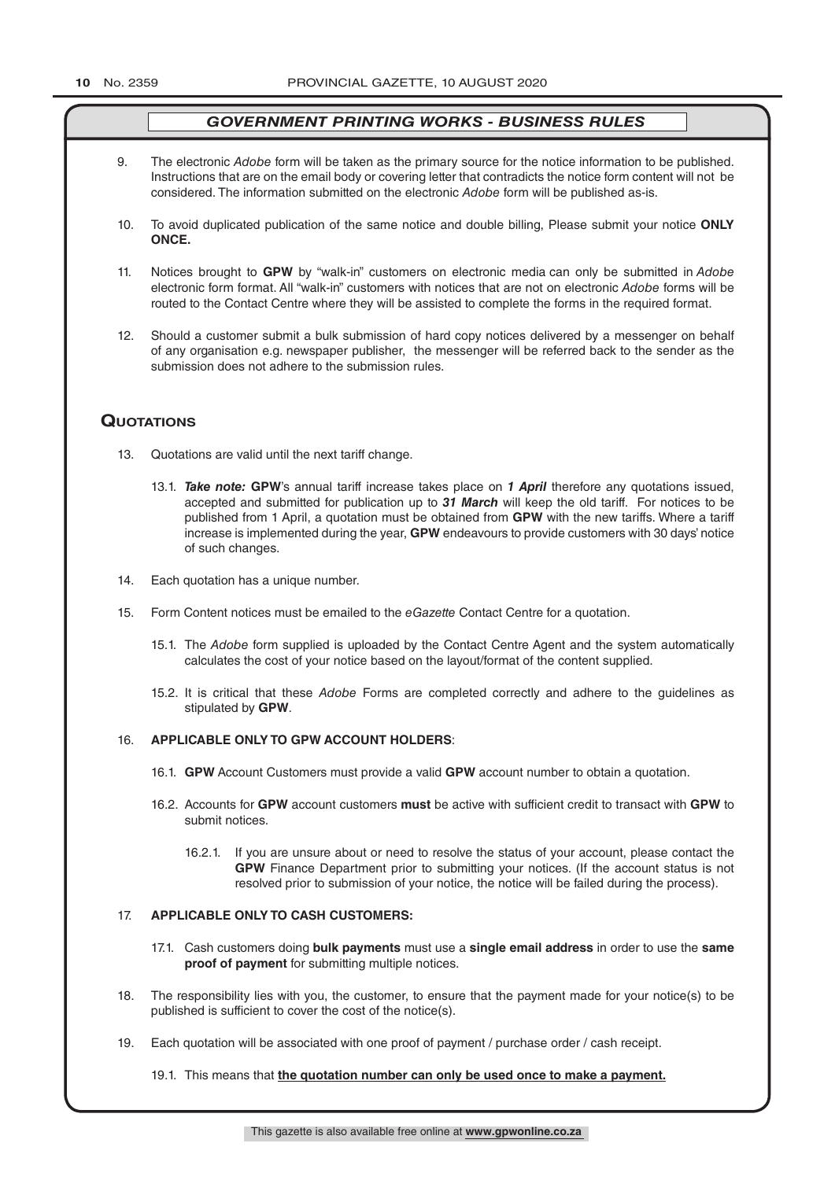## *GOVERNMENT PRINTING WORKS - BUSINESS RULES*

9. The electronic *Adobe* form will be taken as the primary source for the notice information to be published. Instructions that are on the email body or covering letter that contradicts the notice form content will not be considered. The information submitted on the electronic *Adobe* form will be published as-is.

10. To avoid duplicated publication of the same notice and double billing, Please submit your notice **ONLY ONCE.**

11. Notices brought to **GPW** by "walk-in" customers on electronic media can only be submitted in *Adobe* electronic form format. All "walk-in" customers with notices that are not on electronic *Adobe* forms will be routed to the Contact Centre where they will be assisted to complete the forms in the required format.

12. Should a customer submit a bulk submission of hard copy notices delivered by a messenger on behalf of any organisation e.g. newspaper publisher, the messenger will be referred back to the sender as the submission does not adhere to the submission rules.

## Quotations

13. Quotations are valid until the next tariff change.

    13.1. ***Take note:*** **GPW**'s annual tariff increase takes place on ***1 April*** therefore any quotations issued, accepted and submitted for publication up to ***31 March*** will keep the old tariff. For notices to be published from 1 April, a quotation must be obtained from **GPW** with the new tariffs. Where a tariff increase is implemented during the year, **GPW** endeavours to provide customers with 30 days' notice of such changes.

14. Each quotation has a unique number.

15. Form Content notices must be emailed to the *eGazette* Contact Centre for a quotation.

    15.1. The *Adobe* form supplied is uploaded by the Contact Centre Agent and the system automatically calculates the cost of your notice based on the layout/format of the content supplied.

    15.2. It is critical that these *Adobe* Forms are completed correctly and adhere to the guidelines as stipulated by **GPW**.

16. **APPLICABLE ONLY TO GPW ACCOUNT HOLDERS**:

    16.1. **GPW** Account Customers must provide a valid **GPW** account number to obtain a quotation.

    16.2. Accounts for **GPW** account customers **must** be active with sufficient credit to transact with **GPW** to submit notices.

        16.2.1. If you are unsure about or need to resolve the status of your account, please contact the **GPW** Finance Department prior to submitting your notices. (If the account status is not resolved prior to submission of your notice, the notice will be failed during the process).

17. **APPLICABLE ONLY TO CASH CUSTOMERS:**

    17.1. Cash customers doing **bulk payments** must use a **single email address** in order to use the **same proof of payment** for submitting multiple notices.

18. The responsibility lies with you, the customer, to ensure that the payment made for your notice(s) to be published is sufficient to cover the cost of the notice(s).

19. Each quotation will be associated with one proof of payment / purchase order / cash receipt.

    19.1. This means that **the quotation number can only be used once to make a payment.**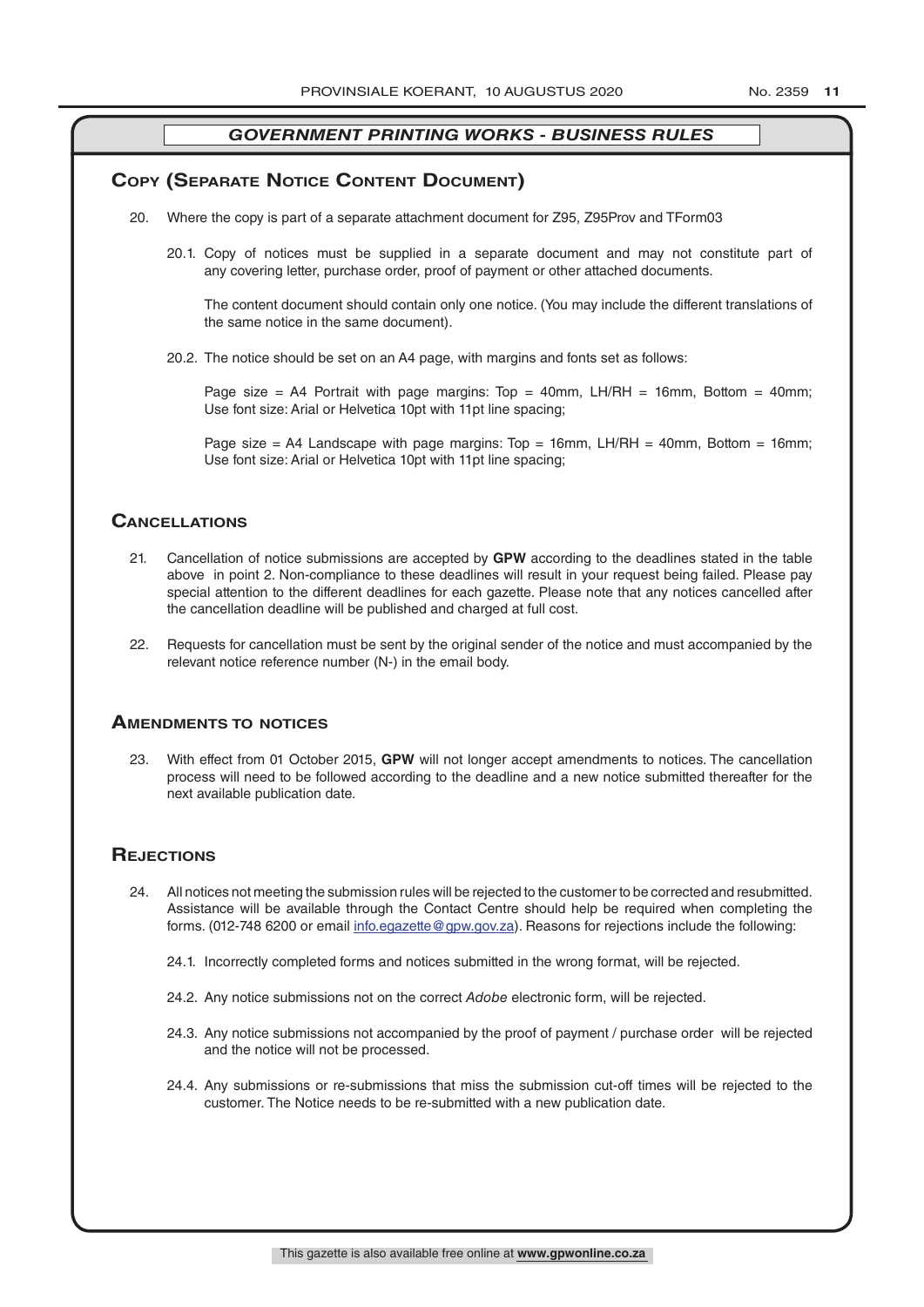## GOVERNMENT PRINTING WORKS - BUSINESS RULES

## Copy (Separate Notice Content Document)

20. Where the copy is part of a separate attachment document for Z95, Z95Prov and TForm03

    20.1. Copy of notices must be supplied in a separate document and may not constitute part of any covering letter, purchase order, proof of payment or other attached documents.

    The content document should contain only one notice. (You may include the different translations of the same notice in the same document).

    20.2. The notice should be set on an A4 page, with margins and fonts set as follows:

    Page size = A4 Portrait with page margins: Top = 40mm, LH/RH = 16mm, Bottom = 40mm; Use font size: Arial or Helvetica 10pt with 11pt line spacing;

    Page size = A4 Landscape with page margins: Top = 16mm, LH/RH = 40mm, Bottom = 16mm; Use font size: Arial or Helvetica 10pt with 11pt line spacing;

## Cancellations

21. Cancellation of notice submissions are accepted by **GPW** according to the deadlines stated in the table above in point 2. Non-compliance to these deadlines will result in your request being failed. Please pay special attention to the different deadlines for each gazette. Please note that any notices cancelled after the cancellation deadline will be published and charged at full cost.

22. Requests for cancellation must be sent by the original sender of the notice and must accompanied by the relevant notice reference number (N-) in the email body.

## Amendments to notices

23. With effect from 01 October 2015, **GPW** will not longer accept amendments to notices. The cancellation process will need to be followed according to the deadline and a new notice submitted thereafter for the next available publication date.

## Rejections

24. All notices not meeting the submission rules will be rejected to the customer to be corrected and resubmitted. Assistance will be available through the Contact Centre should help be required when completing the forms. (012-748 6200 or email info.egazette@gpw.gov.za). Reasons for rejections include the following:

    24.1. Incorrectly completed forms and notices submitted in the wrong format, will be rejected.

    24.2. Any notice submissions not on the correct *Adobe* electronic form, will be rejected.

    24.3. Any notice submissions not accompanied by the proof of payment / purchase order will be rejected and the notice will not be processed.

    24.4. Any submissions or re-submissions that miss the submission cut-off times will be rejected to the customer. The Notice needs to be re-submitted with a new publication date.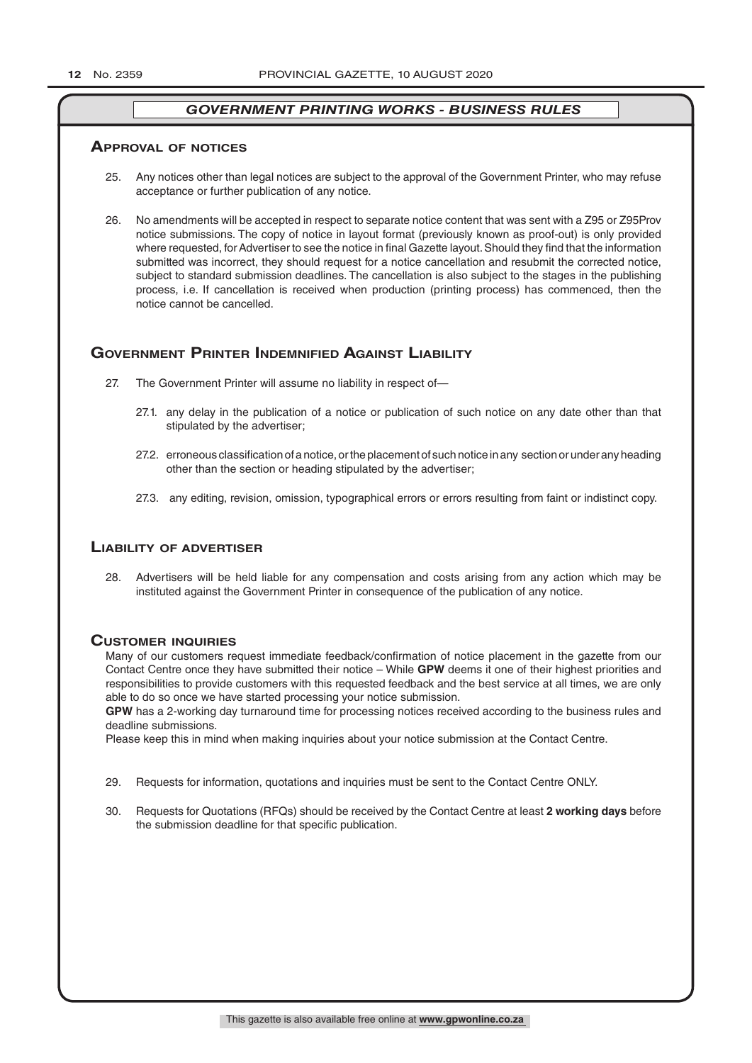## GOVERNMENT PRINTING WORKS - BUSINESS RULES

### Approval of notices

25. Any notices other than legal notices are subject to the approval of the Government Printer, who may refuse acceptance or further publication of any notice.

26. No amendments will be accepted in respect to separate notice content that was sent with a Z95 or Z95Prov notice submissions. The copy of notice in layout format (previously known as proof-out) is only provided where requested, for Advertiser to see the notice in final Gazette layout. Should they find that the information submitted was incorrect, they should request for a notice cancellation and resubmit the corrected notice, subject to standard submission deadlines. The cancellation is also subject to the stages in the publishing process, i.e. If cancellation is received when production (printing process) has commenced, then the notice cannot be cancelled.

### Government Printer Indemnified Against Liability

27. The Government Printer will assume no liability in respect of—

    27.1. any delay in the publication of a notice or publication of such notice on any date other than that stipulated by the advertiser;

    27.2. erroneous classification of a notice, or the placement of such notice in any section or under any heading other than the section or heading stipulated by the advertiser;

    27.3. any editing, revision, omission, typographical errors or errors resulting from faint or indistinct copy.

### Liability of advertiser

28. Advertisers will be held liable for any compensation and costs arising from any action which may be instituted against the Government Printer in consequence of the publication of any notice.

### Customer inquiries

Many of our customers request immediate feedback/confirmation of notice placement in the gazette from our Contact Centre once they have submitted their notice – While **GPW** deems it one of their highest priorities and responsibilities to provide customers with this requested feedback and the best service at all times, we are only able to do so once we have started processing your notice submission.

**GPW** has a 2-working day turnaround time for processing notices received according to the business rules and deadline submissions.

Please keep this in mind when making inquiries about your notice submission at the Contact Centre.

29. Requests for information, quotations and inquiries must be sent to the Contact Centre ONLY.

30. Requests for Quotations (RFQs) should be received by the Contact Centre at least **2 working days** before the submission deadline for that specific publication.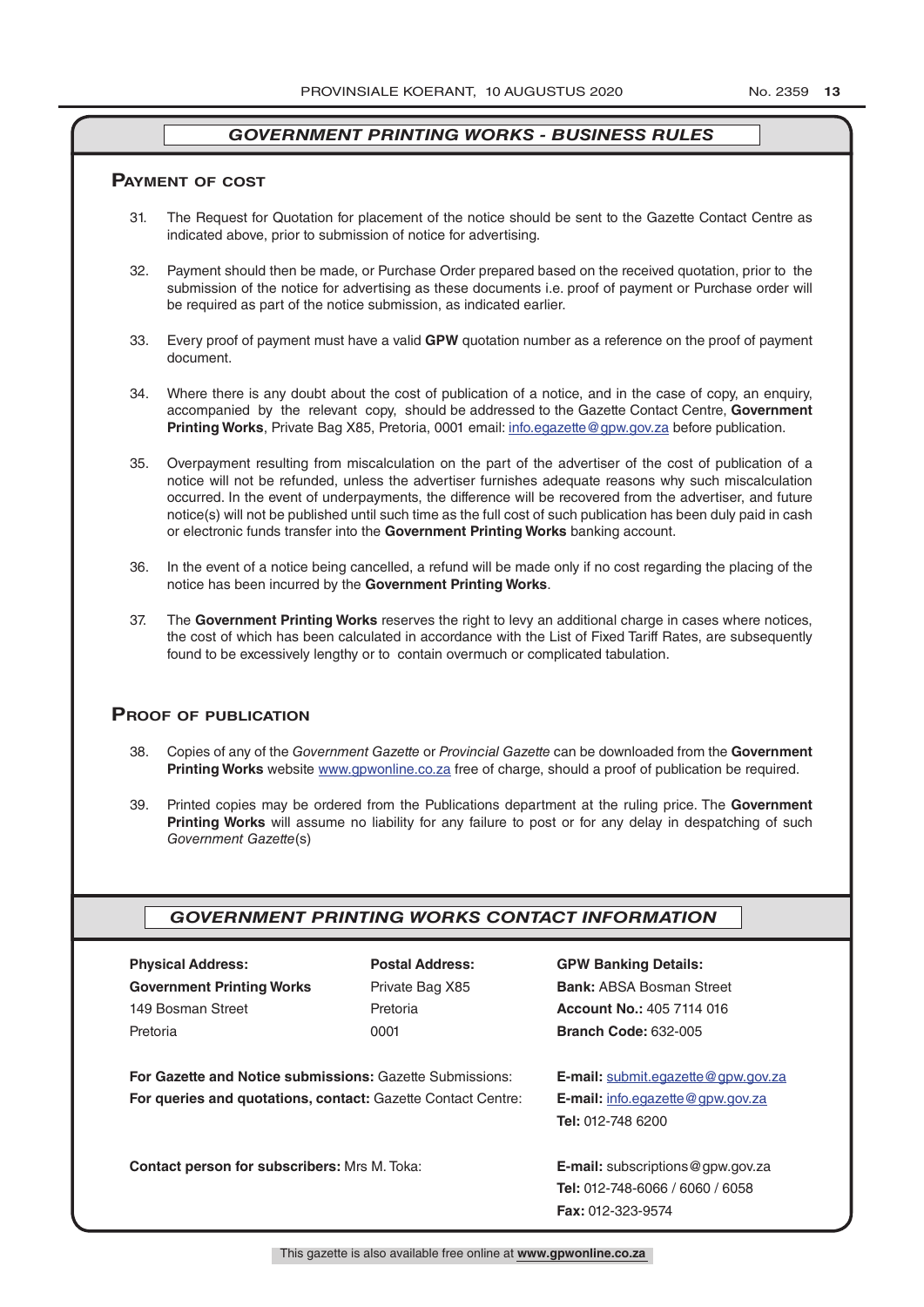## GOVERNMENT PRINTING WORKS - BUSINESS RULES

### Payment of cost

31. The Request for Quotation for placement of the notice should be sent to the Gazette Contact Centre as indicated above, prior to submission of notice for advertising.

32. Payment should then be made, or Purchase Order prepared based on the received quotation, prior to the submission of the notice for advertising as these documents i.e. proof of payment or Purchase order will be required as part of the notice submission, as indicated earlier.

33. Every proof of payment must have a valid **GPW** quotation number as a reference on the proof of payment document.

34. Where there is any doubt about the cost of publication of a notice, and in the case of copy, an enquiry, accompanied by the relevant copy, should be addressed to the Gazette Contact Centre, **Government Printing Works**, Private Bag X85, Pretoria, 0001 email: info.egazette@gpw.gov.za before publication.

35. Overpayment resulting from miscalculation on the part of the advertiser of the cost of publication of a notice will not be refunded, unless the advertiser furnishes adequate reasons why such miscalculation occurred. In the event of underpayments, the difference will be recovered from the advertiser, and future notice(s) will not be published until such time as the full cost of such publication has been duly paid in cash or electronic funds transfer into the **Government Printing Works** banking account.

36. In the event of a notice being cancelled, a refund will be made only if no cost regarding the placing of the notice has been incurred by the **Government Printing Works**.

37. The **Government Printing Works** reserves the right to levy an additional charge in cases where notices, the cost of which has been calculated in accordance with the List of Fixed Tariff Rates, are subsequently found to be excessively lengthy or to contain overmuch or complicated tabulation.

### Proof of publication

38. Copies of any of the *Government Gazette* or *Provincial Gazette* can be downloaded from the **Government Printing Works** website www.gpwonline.co.za free of charge, should a proof of publication be required.

39. Printed copies may be ordered from the Publications department at the ruling price. The **Government Printing Works** will assume no liability for any failure to post or for any delay in despatching of such *Government Gazette*(s)

## GOVERNMENT PRINTING WORKS CONTACT INFORMATION

**Physical Address:**
**Government Printing Works**
149 Bosman Street
Pretoria

**Postal Address:**
Private Bag X85
Pretoria
0001

**GPW Banking Details:**
**Bank:** ABSA Bosman Street
**Account No.:** 405 7114 016
**Branch Code:** 632-005

**For Gazette and Notice submissions:** Gazette Submissions: **E-mail:** submit.egazette@gpw.gov.za

**For queries and quotations, contact:** Gazette Contact Centre: **E-mail:** info.egazette@gpw.gov.za
**Tel:** 012-748 6200

**Contact person for subscribers:** Mrs M. Toka: **E-mail:** subscriptions@gpw.gov.za
**Tel:** 012-748-6066 / 6060 / 6058
**Fax:** 012-323-9574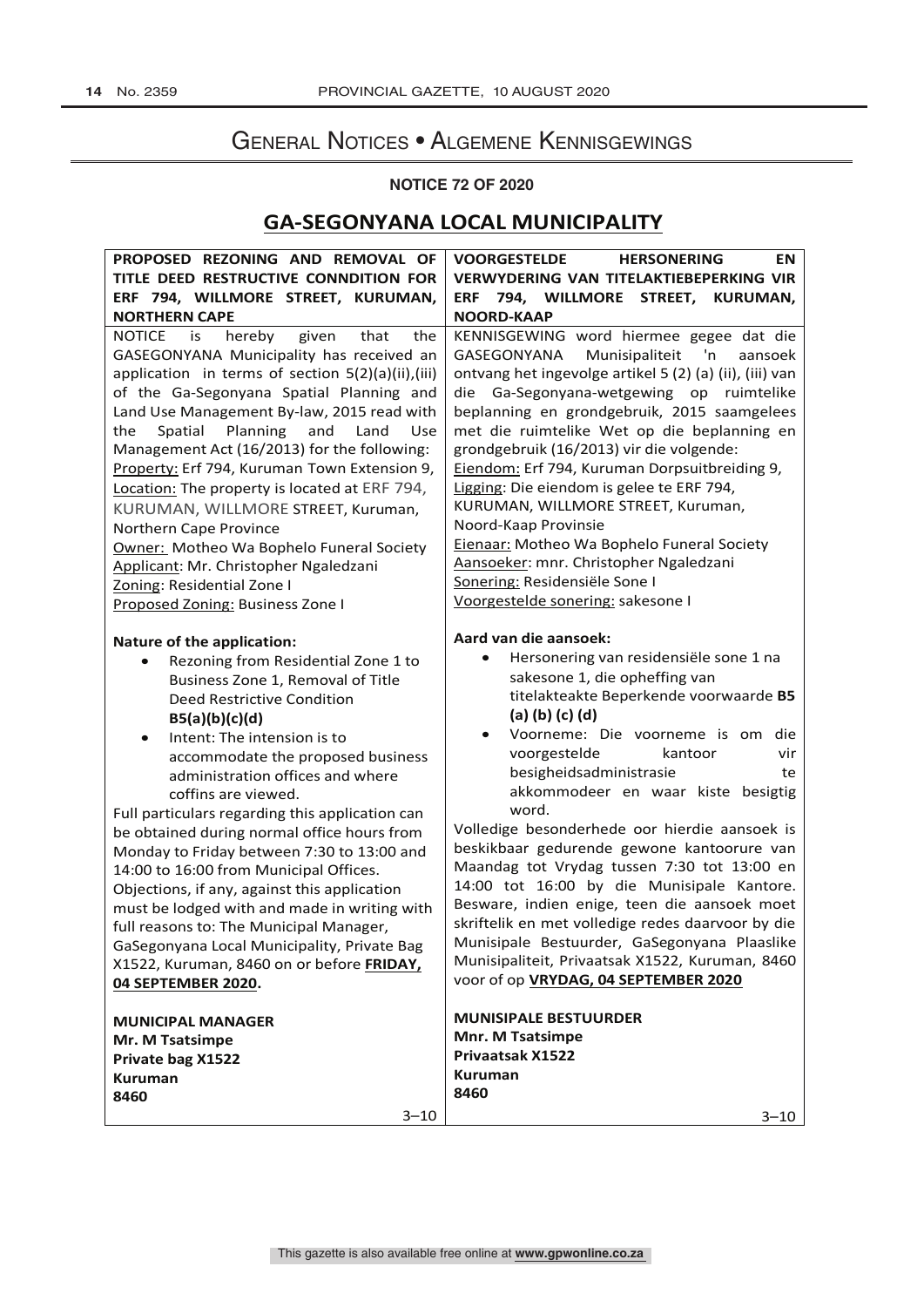# General Notices • Algemene Kennisgewings

**NOTICE 72 OF 2020**

## GA-SEGONYANA LOCAL MUNICIPALITY

**PROPOSED REZONING AND REMOVAL OF TITLE DEED RESTRUCTIVE CONNDITION FOR ERF 794, WILLMORE STREET, KURUMAN, NORTHERN CAPE**

NOTICE is hereby given that the GASEGONYANA Municipality has received an application in terms of section 5(2)(a)(ii),(iii) of the Ga-Segonyana Spatial Planning and Land Use Management By-law, 2015 read with the Spatial Planning and Land Use Management Act (16/2013) for the following:
Property: Erf 794, Kuruman Town Extension 9,
Location: The property is located at ERF 794, KURUMAN, WILLMORE STREET, Kuruman, Northern Cape Province
Owner: Motheo Wa Bophelo Funeral Society
Applicant: Mr. Christopher Ngaledzani
Zoning: Residential Zone I
Proposed Zoning: Business Zone I

**Nature of the application:**

- Rezoning from Residential Zone 1 to Business Zone 1, Removal of Title Deed Restrictive Condition **B5(a)(b)(c)(d)**
- Intent: The intension is to accommodate the proposed business administration offices and where coffins are viewed.

Full particulars regarding this application can be obtained during normal office hours from Monday to Friday between 7:30 to 13:00 and 14:00 to 16:00 from Municipal Offices.
Objections, if any, against this application must be lodged with and made in writing with full reasons to: The Municipal Manager, GaSegonyana Local Municipality, Private Bag X1522, Kuruman, 8460 on or before **FRIDAY, 04 SEPTEMBER 2020.**

**MUNICIPAL MANAGER**
**Mr. M Tsatsimpe**
**Private bag X1522**
**Kuruman**
**8460**

3–10

**VOORGESTELDE HERSONERING EN VERWYDERING VAN TITELAKTIEBEPERKING VIR ERF 794, WILLMORE STREET, KURUMAN, NOORD-KAAP**

KENNISGEWING word hiermee gegee dat die GASEGONYANA Munisipaliteit 'n aansoek ontvang het ingevolge artikel 5 (2) (a) (ii), (iii) van die Ga-Segonyana-wetgewing op ruimtelike beplanning en grondgebruik, 2015 saamgelees met die ruimtelike Wet op die beplanning en grondgebruik (16/2013) vir die volgende:
Eiendom: Erf 794, Kuruman Dorpsuitbreiding 9,
Ligging: Die eiendom is gelee te ERF 794, KURUMAN, WILLMORE STREET, Kuruman, Noord-Kaap Provinsie
Eienaar: Motheo Wa Bophelo Funeral Society
Aansoeker: mnr. Christopher Ngaledzani
Sonering: Residensiële Sone I
Voorgestelde sonering: sakesone I

**Aard van die aansoek:**

- Hersonering van residensiële sone 1 na sakesone 1, die opheffing van titelakteakte Beperkende voorwaarde **B5 (a) (b) (c) (d)**
- Voorneme: Die voorneme is om die voorgestelde kantoor vir besigheidsadministrasie te akkommodeer en waar kiste besigtig word.

Volledige besonderhede oor hierdie aansoek is beskikbaar gedurende gewone kantoorure van Maandag tot Vrydag tussen 7:30 tot 13:00 en 14:00 tot 16:00 by die Munisipale Kantore. Besware, indien enige, teen die aansoek moet skriftelik en met volledige redes daarvoor by die Munisipale Bestuurder, GaSegonyana Plaaslike Munisipaliteit, Privaatsak X1522, Kuruman, 8460 voor of op **VRYDAG, 04 SEPTEMBER 2020**

**MUNISIPALE BESTUURDER**
**Mnr. M Tsatsimpe**
**Privaatsak X1522**
**Kuruman**
**8460**

3–10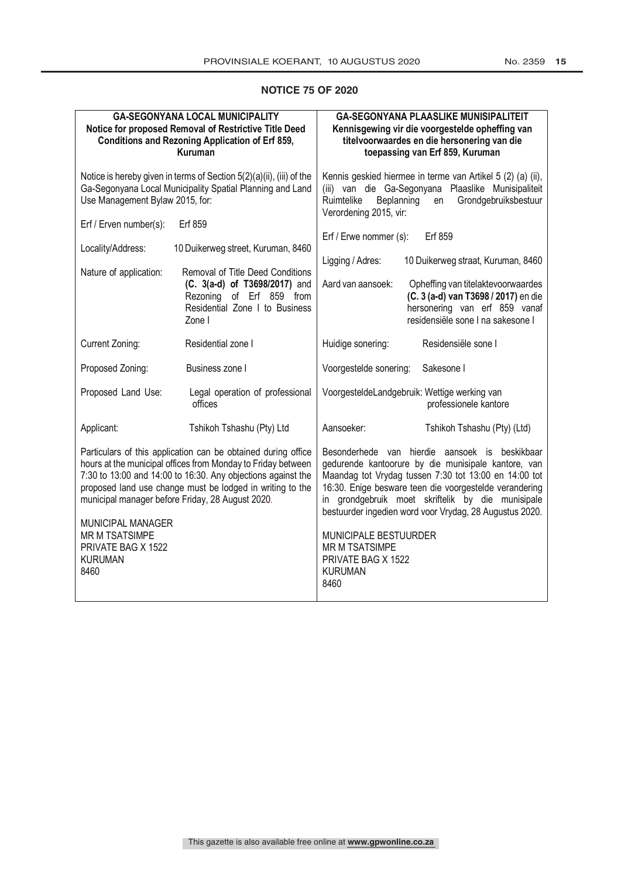## NOTICE 75 OF 2020

**GA-SEGONYANA LOCAL MUNICIPALITY**
**Notice for proposed Removal of Restrictive Title Deed Conditions and Rezoning Application of Erf 859, Kuruman**

Notice is hereby given in terms of Section 5(2)(a)(ii), (iii) of the Ga-Segonyana Local Municipality Spatial Planning and Land Use Management Bylaw 2015, for:

| | |
|---|---|
| Erf / Erven number(s): | Erf 859 |
| Locality/Address: | 10 Duikerweg street, Kuruman, 8460 |
| Nature of application: | Removal of Title Deed Conditions **(C. 3(a-d) of T3698/2017)** and Rezoning of Erf 859 from Residential Zone I to Business Zone I |
| Current Zoning: | Residential zone I |
| Proposed Zoning: | Business zone I |
| Proposed Land Use: | Legal operation of professional offices |
| Applicant: | Tshikoh Tshashu (Pty) Ltd |

Particulars of this application can be obtained during office hours at the municipal offices from Monday to Friday between 7:30 to 13:00 and 14:00 to 16:30. Any objections against the proposed land use change must be lodged in writing to the municipal manager before Friday, 28 August 2020.

MUNICIPAL MANAGER
MR M TSATSIMPE
PRIVATE BAG X 1522
KURUMAN
8460

**GA-SEGONYANA PLAASLIKE MUNISIPALITEIT**
**Kennisgewing vir die voorgestelde opheffing van titelvoorwaardes en die hersonering van die toepassing van Erf 859, Kuruman**

Kennis geskied hiermee in terme van Artikel 5 (2) (a) (ii), (iii) van die Ga-Segonyana Plaaslike Munisipaliteit Ruimtelike Beplanning en Grondgebruiksbestuur Verordening 2015, vir:

| | |
|---|---|
| Erf / Erwe nommer (s): | Erf 859 |
| Ligging / Adres: | 10 Duikerweg straat, Kuruman, 8460 |
| Aard van aansoek: | Opheffing van titelaktevoorwaardes **(C. 3 (a-d) van T3698 / 2017)** en die hersonering van erf 859 vanaf residensiële sone I na sakesone I |
| Huidige sonering: | Residensiële sone I |
| Voorgestelde sonering: | Sakesone I |
| VoorgesteldeLandgebruik: | Wettige werking van professionele kantore |
| Aansoeker: | Tshikoh Tshashu (Pty) (Ltd) |

Besonderhede van hierdie aansoek is beskikbaar gedurende kantoorure by die munisipale kantore, van Maandag tot Vrydag tussen 7:30 tot 13:00 en 14:00 tot 16:30. Enige besware teen die voorgestelde verandering in grondgebruik moet skriftelik by die munisipale bestuurder ingedien word voor Vrydag, 28 Augustus 2020.

MUNICIPALE BESTUURDER
MR M TSATSIMPE
PRIVATE BAG X 1522
KURUMAN
8460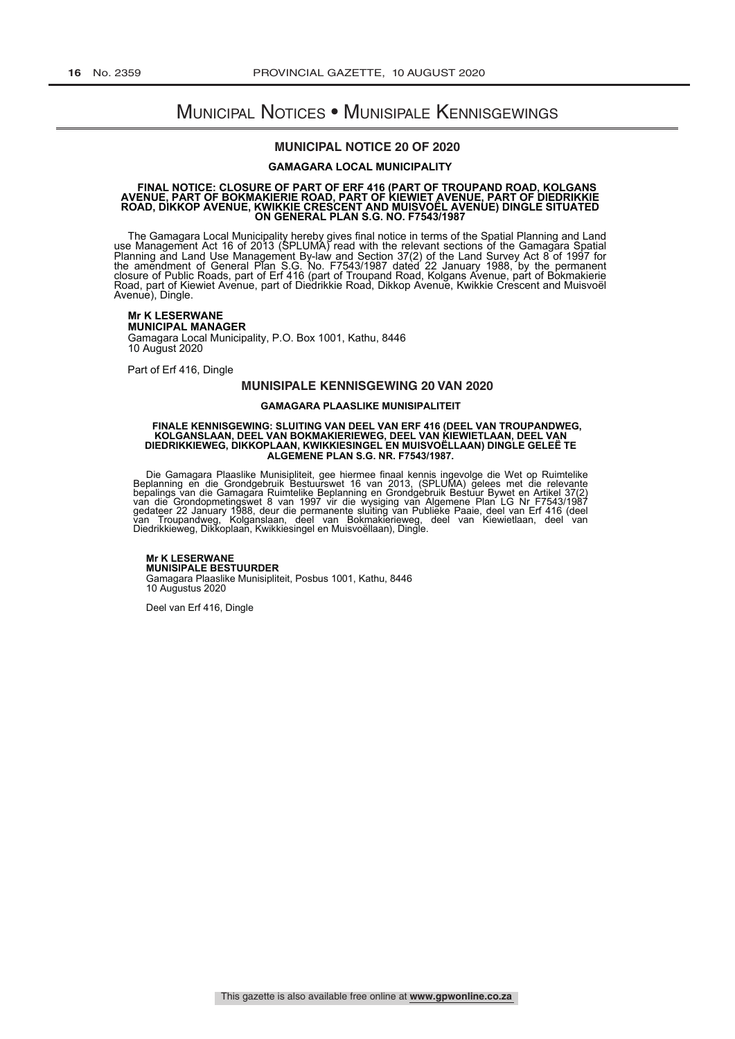# Municipal Notices • Munisipale Kennisgewings

## MUNICIPAL NOTICE 20 OF 2020

### GAMAGARA LOCAL MUNICIPALITY

**FINAL NOTICE: CLOSURE OF PART OF ERF 416 (PART OF TROUPAND ROAD, KOLGANS AVENUE, PART OF BOKMAKIERIE ROAD, PART OF KIEWIET AVENUE, PART OF DIEDRIKKIE ROAD, DIKKOP AVENUE, KWIKKIE CRESCENT AND MUISVOËL AVENUE) DINGLE SITUATED ON GENERAL PLAN S.G. NO. F7543/1987**

The Gamagara Local Municipality hereby gives final notice in terms of the Spatial Planning and Land use Management Act 16 of 2013 (SPLUMA) read with the relevant sections of the Gamagara Spatial Planning and Land Use Management By-law and Section 37(2) of the Land Survey Act 8 of 1997 for the amendment of General Plan S.G. No. F7543/1987 dated 22 January 1988, by the permanent closure of Public Roads, part of Erf 416 (part of Troupand Road, Kolgans Avenue, part of Bokmakierie Road, part of Kiewiet Avenue, part of Diedrikkie Road, Dikkop Avenue, Kwikkie Crescent and Muisvoël Avenue), Dingle.

**Mr K LESERWANE**
**MUNICIPAL MANAGER**
Gamagara Local Municipality, P.O. Box 1001, Kathu, 8446
10 August 2020

Part of Erf 416, Dingle

## MUNISIPALE KENNISGEWING 20 VAN 2020

### GAMAGARA PLAASLIKE MUNISIPALITEIT

**FINALE KENNISGEWING: SLUITING VAN DEEL VAN ERF 416 (DEEL VAN TROUPANDWEG, KOLGANSLAAN, DEEL VAN BOKMAKIERIEWEG, DEEL VAN KIEWIETLAAN, DEEL VAN DIEDRIKKIEWEG, DIKKOPLAAN, KWIKKIESINGEL EN MUISVOËLLAAN) DINGLE GELEË TE ALGEMENE PLAN S.G. NR. F7543/1987.**

Die Gamagara Plaaslike Munisipliteit, gee hiermee finaal kennis ingevolge die Wet op Ruimtelike Beplanning en die Grondgebruik Bestuurswet 16 van 2013, (SPLUMA) gelees met die relevante bepalings van die Gamagara Ruimtelike Beplanning en Grondgebruik Bestuur Bywet en Artikel 37(2) van die Grondopmetingswet 8 van 1997 vir die wysiging van Algemene Plan LG Nr F7543/1987 gedateer 22 January 1988, deur die permanente sluiting van Publieke Paaie, deel van Erf 416 (deel van Troupandweg, Kolganslaan, deel van Bokmakierieweg, deel van Kiewietlaan, deel van Diedrikkieweg, Dikkoplaan, Kwikkiesingel en Muisvoëllaan), Dingle.

**Mr K LESERWANE**
**MUNISIPALE BESTUURDER**
Gamagara Plaaslike Munisipliteit, Posbus 1001, Kathu, 8446
10 Augustus 2020

Deel van Erf 416, Dingle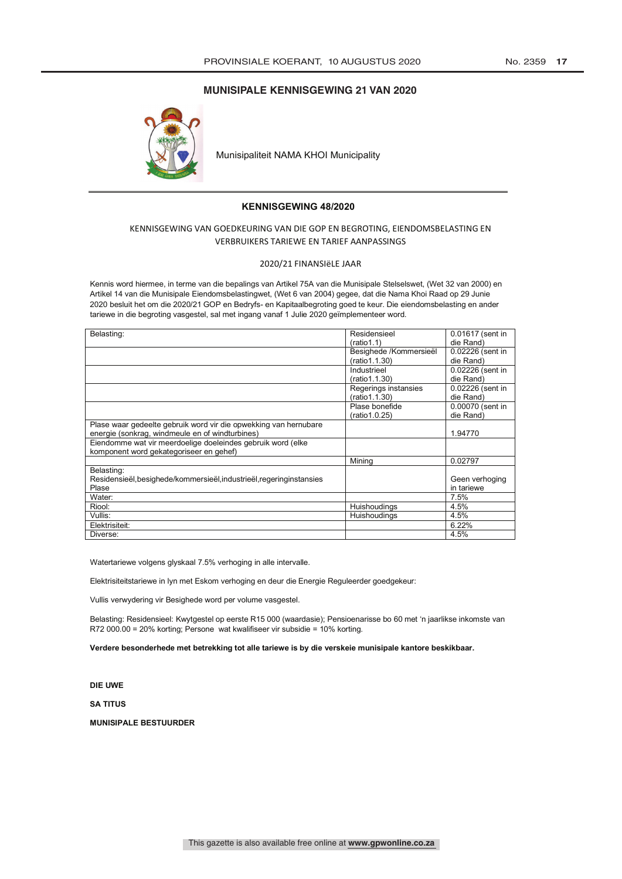## MUNISIPALE KENNISGEWING 21 VAN 2020

Munisipaliteit NAMA KHOI Municipality

### KENNISGEWING 48/2020

KENNISGEWING VAN GOEDKEURING VAN DIE GOP EN BEGROTING, EIENDOMSBELASTING EN VERBRUIKERS TARIEWE EN TARIEF AANPASSINGS

2020/21 FINANSIëLE JAAR

Kennis word hiermee, in terme van die bepalings van Artikel 75A van die Munisipale Stelselswet, (Wet 32 van 2000) en Artikel 14 van die Munisipale Eiendomsbelastingwet, (Wet 6 van 2004) gegee, dat die Nama Khoi Raad op 29 Junie 2020 besluit het om die 2020/21 GOP en Bedryfs- en Kapitaalbegroting goed te keur. Die eiendomsbelasting en ander tariewe in die begroting vasgestel, sal met ingang vanaf 1 Julie 2020 geïmplementeer word.

| Belasting: | Residensieel (ratio1.1) | 0.01617 (sent in die Rand) |
|---|---|---|
| | Besighede /Kommersieël (ratio1.1.30) | 0.02226 (sent in die Rand) |
| | Industrieel (ratio1.1.30) | 0.02226 (sent in die Rand) |
| | Regerings instansies (ratio1.1.30) | 0.02226 (sent in die Rand) |
| | Plase bonefide (ratio1.0.25) | 0.00070 (sent in die Rand) |
| Plase waar gedeelte gebruik word vir die opwekking van hernubare energie (sonkrag, windmeule en of windturbines) | | 1.94770 |
| Eiendomme wat vir meerdoelige doeleindes gebruik word (elke komponent word gekategoriseer en gehef) | | |
| | Mining | 0.02797 |
| Belasting: Residensieël,besighede/kommersieël,industrieël,regeringinstansies Plase | | Geen verhoging in tariewe |
| Water: | | 7.5% |
| Riool: | Huishoudings | 4.5% |
| Vullis: | Huishoudings | 4.5% |
| Elektrisiteit: | | 6.22% |
| Diverse: | | 4.5% |

Watertariewe volgens glyskaal 7.5% verhoging in alle intervalle.

Elektrisiteitstariewe in lyn met Eskom verhoging en deur die Energie Reguleerder goedgekeur:

Vullis verwydering vir Besighede word per volume vasgestel.

Belasting: Residensieel: Kwytgestel op eerste R15 000 (waardasie); Pensioenarisse bo 60 met 'n jaarlikse inkomste van R72 000.00 = 20% korting; Persone wat kwalifiseer vir subsidie = 10% korting.

**Verdere besonderhede met betrekking tot alle tariewe is by die verskeie munisipale kantore beskikbaar.**

**DIE UWE**

**SA TITUS**

**MUNISIPALE BESTUURDER**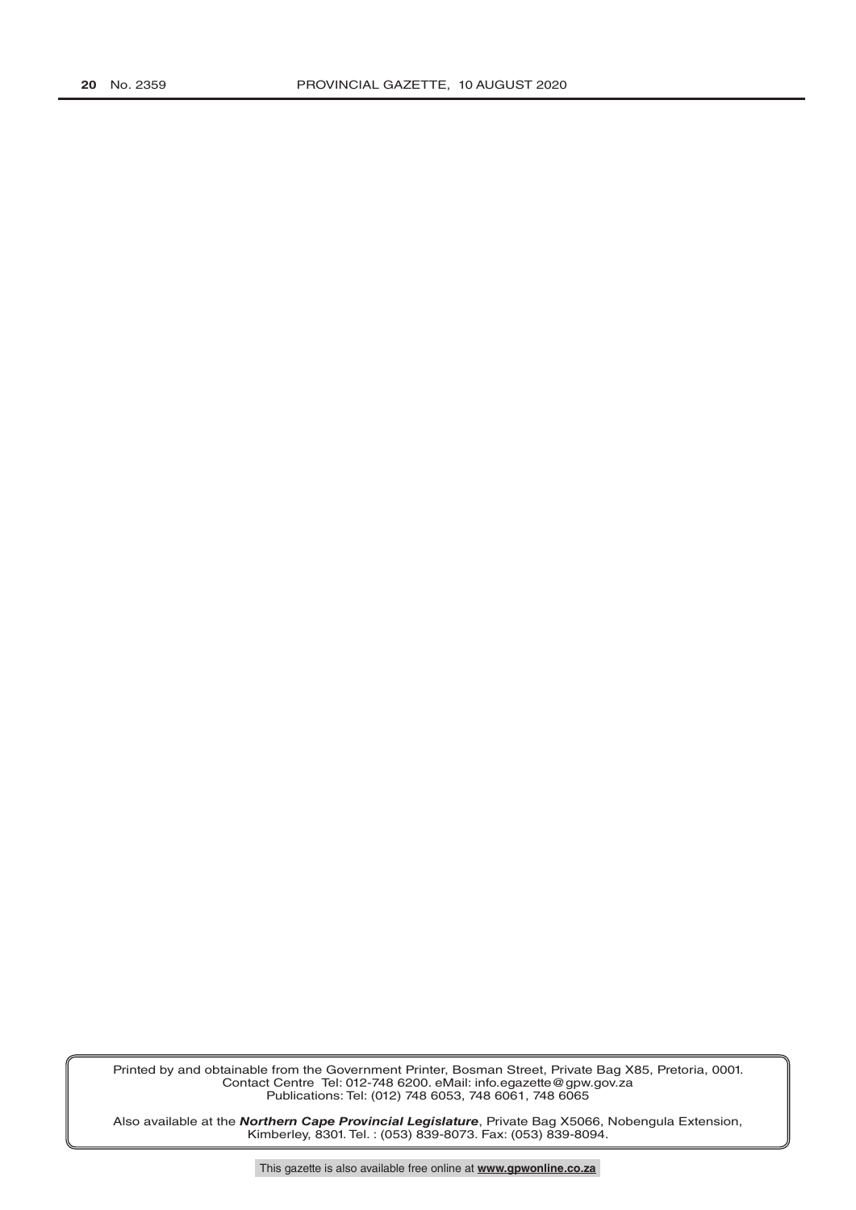Printed by and obtainable from the Government Printer, Bosman Street, Private Bag X85, Pretoria, 0001.
Contact Centre Tel: 012-748 6200. eMail: info.egazette@gpw.gov.za
Publications: Tel: (012) 748 6053, 748 6061, 748 6065

Also available at the ***Northern Cape Provincial Legislature***, Private Bag X5066, Nobengula Extension, Kimberley, 8301. Tel. : (053) 839-8073. Fax: (053) 839-8094.

This gazette is also available free online at **www.gpwonline.co.za**